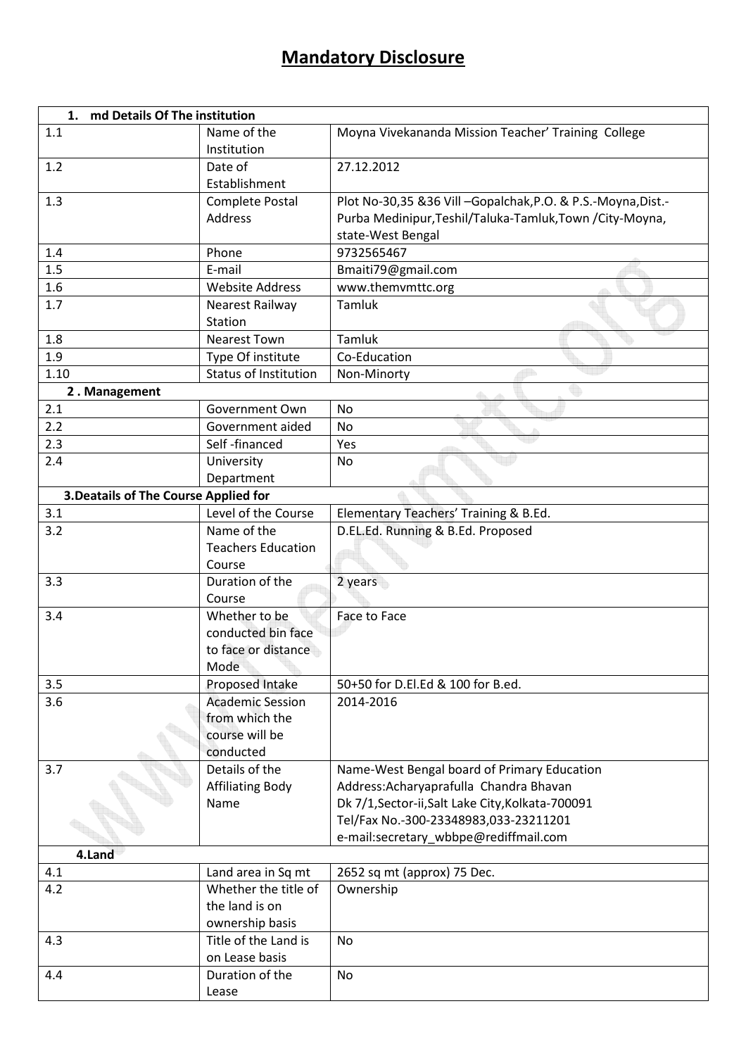# Mandatory Disclosure

| 1. md Details Of The institution | | |
|---|---|---|
| 1.1 | Name of the Institution | Moyna Vivekananda Mission Teacher' Training College |
| 1.2 | Date of Establishment | 27.12.2012 |
| 1.3 | Complete Postal Address | Plot No-30,35 &36 Vill –Gopalchak,P.O. & P.S.-Moyna,Dist.-Purba Medinipur,Teshil/Taluka-Tamluk,Town /City-Moyna, state-West Bengal |
| 1.4 | Phone | 9732565467 |
| 1.5 | E-mail | Bmaiti79@gmail.com |
| 1.6 | Website Address | www.themvmttc.org |
| 1.7 | Nearest Railway Station | Tamluk |
| 1.8 | Nearest Town | Tamluk |
| 1.9 | Type Of institute | Co-Education |
| 1.10 | Status of Institution | Non-Minorty |
| **2 . Management** | | |
| 2.1 | Government Own | No |
| 2.2 | Government aided | No |
| 2.3 | Self -financed | Yes |
| 2.4 | University Department | No |
| **3.Deatails of The Course Applied for** | | |
| 3.1 | Level of the Course | Elementary Teachers' Training & B.Ed. |
| 3.2 | Name of the Teachers Education Course | D.EL.Ed. Running & B.Ed. Proposed |
| 3.3 | Duration of the Course | 2 years |
| 3.4 | Whether to be conducted bin face to face or distance Mode | Face to Face |
| 3.5 | Proposed Intake | 50+50 for D.El.Ed & 100 for B.ed. |
| 3.6 | Academic Session from which the course will be conducted | 2014-2016 |
| 3.7 | Details of the Affiliating Body Name | Name-West Bengal board of Primary Education<br>Address:Acharyaprafulla Chandra Bhavan<br>Dk 7/1,Sector-ii,Salt Lake City,Kolkata-700091<br>Tel/Fax No.-300-23348983,033-23211201<br>e-mail:secretary_wbbpe@rediffmail.com |
| **4.Land** | | |
| 4.1 | Land area in Sq mt | 2652 sq mt (approx) 75 Dec. |
| 4.2 | Whether the title of the land is on ownership basis | Ownership |
| 4.3 | Title of the Land is on Lease basis | No |
| 4.4 | Duration of the Lease | No |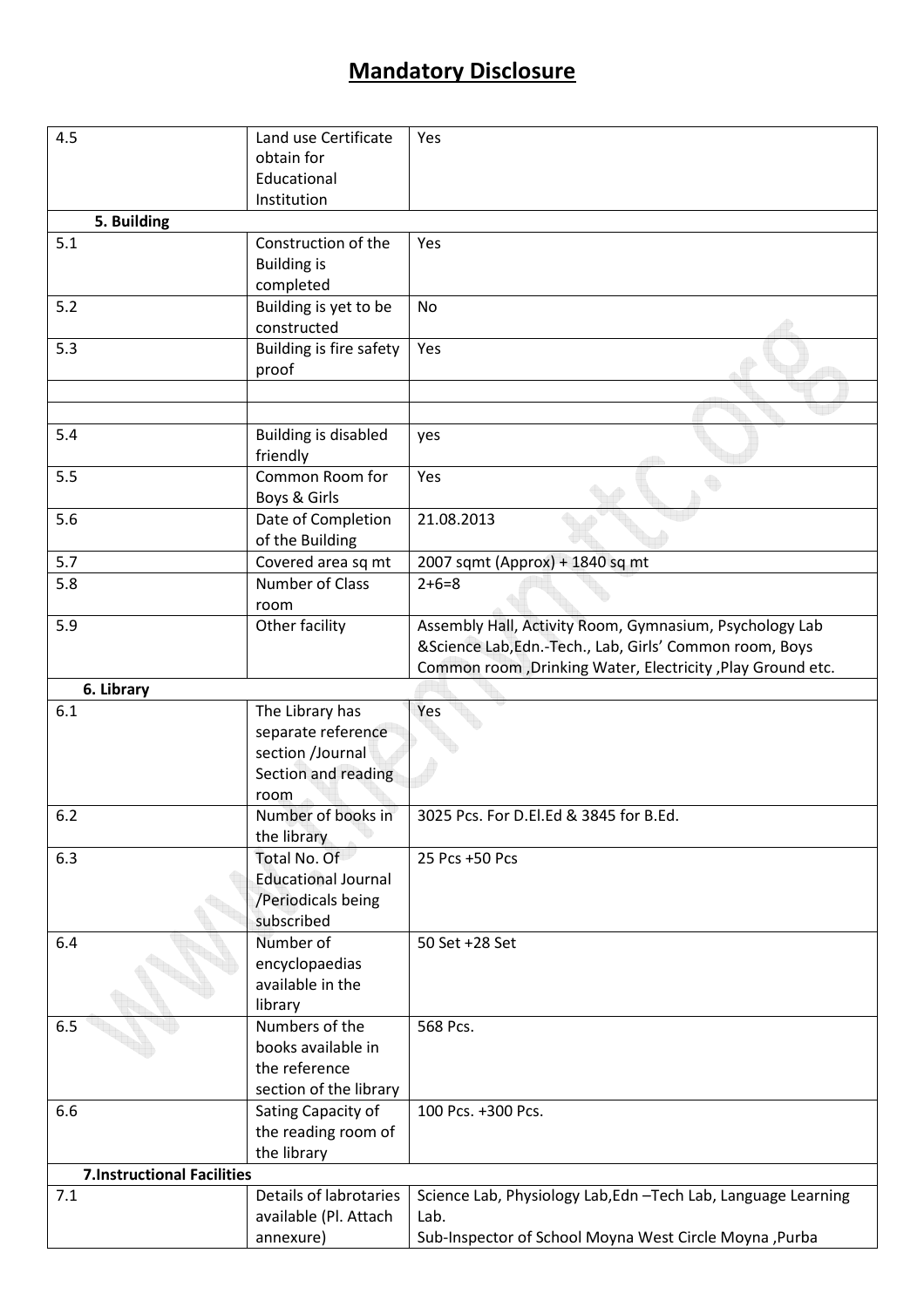# Mandatory Disclosure

| | | |
|---|---|---|
| 4.5 | Land use Certificate obtain for Educational Institution | Yes |
| **5. Building** | | |
| 5.1 | Construction of the Building is completed | Yes |
| 5.2 | Building is yet to be constructed | No |
| 5.3 | Building is fire safety proof | Yes |
| | | |
| | | |
| 5.4 | Building is disabled friendly | yes |
| 5.5 | Common Room for Boys & Girls | Yes |
| 5.6 | Date of Completion of the Building | 21.08.2013 |
| 5.7 | Covered area sq mt | 2007 sqmt (Approx) + 1840 sq mt |
| 5.8 | Number of Class room | 2+6=8 |
| 5.9 | Other facility | Assembly Hall, Activity Room, Gymnasium, Psychology Lab &Science Lab,Edn.-Tech., Lab, Girls' Common room, Boys Common room ,Drinking Water, Electricity ,Play Ground etc. |
| **6. Library** | | |
| 6.1 | The Library has separate reference section /Journal Section and reading room | Yes |
| 6.2 | Number of books in the library | 3025 Pcs. For D.El.Ed & 3845 for B.Ed. |
| 6.3 | Total No. Of Educational Journal /Periodicals being subscribed | 25 Pcs +50 Pcs |
| 6.4 | Number of encyclopaedias available in the library | 50 Set +28 Set |
| 6.5 | Numbers of the books available in the reference section of the library | 568 Pcs. |
| 6.6 | Sating Capacity of the reading room of the library | 100 Pcs. +300 Pcs. |
| **7.Instructional Facilities** | | |
| 7.1 | Details of labrotaries available (Pl. Attach annexure) | Science Lab, Physiology Lab,Edn –Tech Lab, Language Learning Lab.<br>Sub-Inspector of School Moyna West Circle Moyna ,Purba |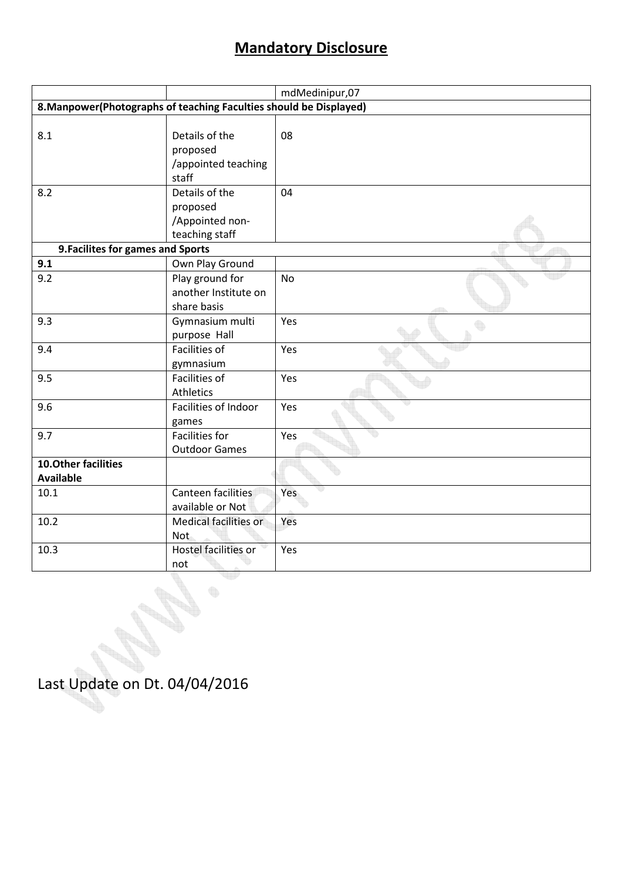## Mandatory Disclosure

| | | |
|---|---|---|
| | | mdMedinipur,07 |
| **8.Manpower(Photographs of teaching Faculties should be Displayed)** | | |
| 8.1 | Details of the proposed /appointed teaching staff | 08 |
| 8.2 | Details of the proposed /Appointed non-teaching staff | 04 |
| **9.Facilites for games and Sports** | | |
| **9.1** | Own Play Ground | |
| 9.2 | Play ground for another Institute on share basis | No |
| 9.3 | Gymnasium multi purpose Hall | Yes |
| 9.4 | Facilities of gymnasium | Yes |
| 9.5 | Facilities of Athletics | Yes |
| 9.6 | Facilities of Indoor games | Yes |
| 9.7 | Facilities for Outdoor Games | Yes |
| **10.Other facilities Available** | | |
| 10.1 | Canteen facilities available or Not | Yes |
| 10.2 | Medical facilities or Not | Yes |
| 10.3 | Hostel facilities or not | Yes |

Last Update on Dt. 04/04/2016